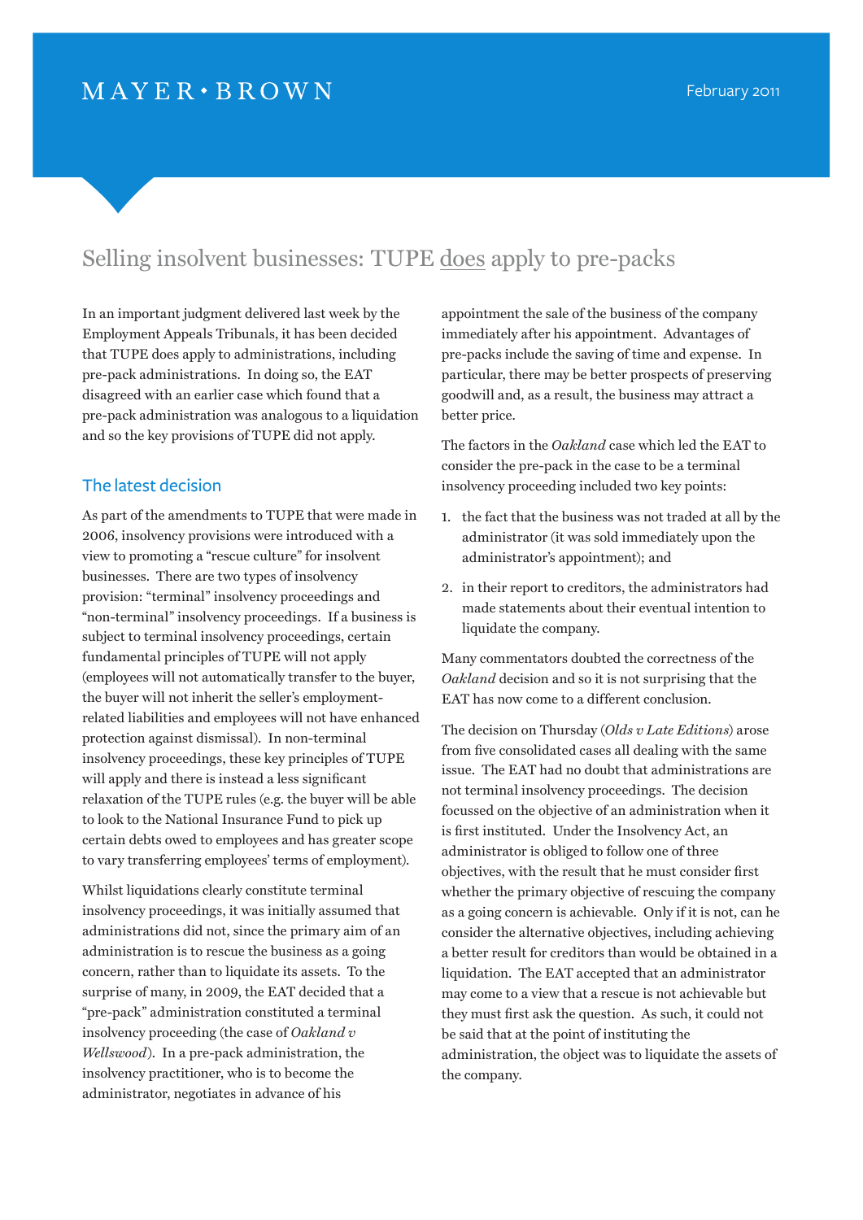MAYER • BROWN

February 2011

# Selling insolvent businesses: TUPE does apply to pre-packs

In an important judgment delivered last week by the Employment Appeals Tribunals, it has been decided that TUPE does apply to administrations, including pre-pack administrations. In doing so, the EAT disagreed with an earlier case which found that a pre-pack administration was analogous to a liquidation and so the key provisions of TUPE did not apply.

## The latest decision

As part of the amendments to TUPE that were made in 2006, insolvency provisions were introduced with a view to promoting a "rescue culture" for insolvent businesses. There are two types of insolvency provision: "terminal" insolvency proceedings and "non-terminal" insolvency proceedings. If a business is subject to terminal insolvency proceedings, certain fundamental principles of TUPE will not apply (employees will not automatically transfer to the buyer, the buyer will not inherit the seller's employment-related liabilities and employees will not have enhanced protection against dismissal). In non-terminal insolvency proceedings, these key principles of TUPE will apply and there is instead a less significant relaxation of the TUPE rules (e.g. the buyer will be able to look to the National Insurance Fund to pick up certain debts owed to employees and has greater scope to vary transferring employees' terms of employment).

Whilst liquidations clearly constitute terminal insolvency proceedings, it was initially assumed that administrations did not, since the primary aim of an administration is to rescue the business as a going concern, rather than to liquidate its assets. To the surprise of many, in 2009, the EAT decided that a "pre-pack" administration constituted a terminal insolvency proceeding (the case of *Oakland v Wellswood*). In a pre-pack administration, the insolvency practitioner, who is to become the administrator, negotiates in advance of his appointment the sale of the business of the company immediately after his appointment. Advantages of pre-packs include the saving of time and expense. In particular, there may be better prospects of preserving goodwill and, as a result, the business may attract a better price.

The factors in the *Oakland* case which led the EAT to consider the pre-pack in the case to be a terminal insolvency proceeding included two key points:

1. the fact that the business was not traded at all by the administrator (it was sold immediately upon the administrator's appointment); and
2. in their report to creditors, the administrators had made statements about their eventual intention to liquidate the company.

Many commentators doubted the correctness of the *Oakland* decision and so it is not surprising that the EAT has now come to a different conclusion.

The decision on Thursday (*Olds v Late Editions*) arose from five consolidated cases all dealing with the same issue. The EAT had no doubt that administrations are not terminal insolvency proceedings. The decision focussed on the objective of an administration when it is first instituted. Under the Insolvency Act, an administrator is obliged to follow one of three objectives, with the result that he must consider first whether the primary objective of rescuing the company as a going concern is achievable. Only if it is not, can he consider the alternative objectives, including achieving a better result for creditors than would be obtained in a liquidation. The EAT accepted that an administrator may come to a view that a rescue is not achievable but they must first ask the question. As such, it could not be said that at the point of instituting the administration, the object was to liquidate the assets of the company.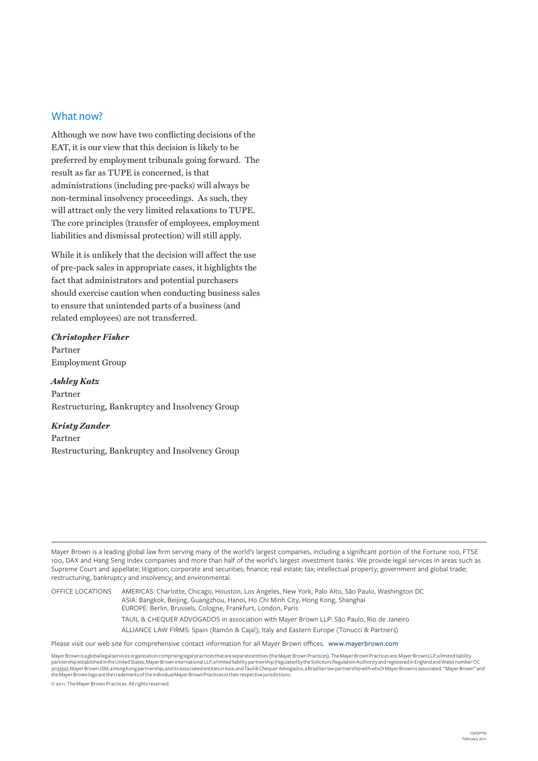## What now?

Although we now have two conflicting decisions of the EAT, it is our view that this decision is likely to be preferred by employment tribunals going forward. The result as far as TUPE is concerned, is that administrations (including pre-packs) will always be non-terminal insolvency proceedings. As such, they will attract only the very limited relaxations to TUPE. The core principles (transfer of employees, employment liabilities and dismissal protection) will still apply.

While it is unlikely that the decision will affect the use of pre-pack sales in appropriate cases, it highlights the fact that administrators and potential purchasers should exercise caution when conducting business sales to ensure that unintended parts of a business (and related employees) are not transferred.

***Christopher Fisher***
Partner
Employment Group

***Ashley Katz***
Partner
Restructuring, Bankruptcy and Insolvency Group

***Kristy Zander***
Partner
Restructuring, Bankruptcy and Insolvency Group

---

Mayer Brown is a leading global law firm serving many of the world's largest companies, including a significant portion of the Fortune 100, FTSE 100, DAX and Hang Seng Index companies and more than half of the world's largest investment banks. We provide legal services in areas such as Supreme Court and appellate; litigation; corporate and securities; finance; real estate; tax; intellectual property; government and global trade; restructuring, bankruptcy and insolvency; and environmental.

OFFICE LOCATIONS
AMERICAS: Charlotte, Chicago, Houston, Los Angeles, New York, Palo Alto, São Paulo, Washington DC
ASIA: Bangkok, Beijing, Guangzhou, Hanoi, Ho Chi Minh City, Hong Kong, Shanghai
EUROPE: Berlin, Brussels, Cologne, Frankfurt, London, Paris

TAUIL & CHEQUER ADVOGADOS in association with Mayer Brown LLP: São Paulo, Rio de Janeiro

ALLIANCE LAW FIRMS: Spain (Ramón & Cajal); Italy and Eastern Europe (Tonucci & Partners)

Please visit our web site for comprehensive contact information for all Mayer Brown offices. www.mayerbrown.com

Mayer Brown is a global legal services organisation comprising legal practices that are separate entities (the Mayer Brown Practices). The Mayer Brown Practices are: Mayer Brown LLP, a limited liability partnership established in the United States; Mayer Brown International LLP, a limited liability partnership (regulated by the Solicitors Regulation Authority and registered in England and Wales number OC 303359); Mayer Brown JSM, a Hong Kong partnership, and its associated entities in Asia; and Tauil & Chequer Advogados, a Brazilian law partnership with which Mayer Brown is associated. "Mayer Brown" and the Mayer Brown logo are the trademarks of the individual Mayer Brown Practices in their respective jurisdictions.

© 2011. The Mayer Brown Practices. All rights reserved.

0325emp
February 2011